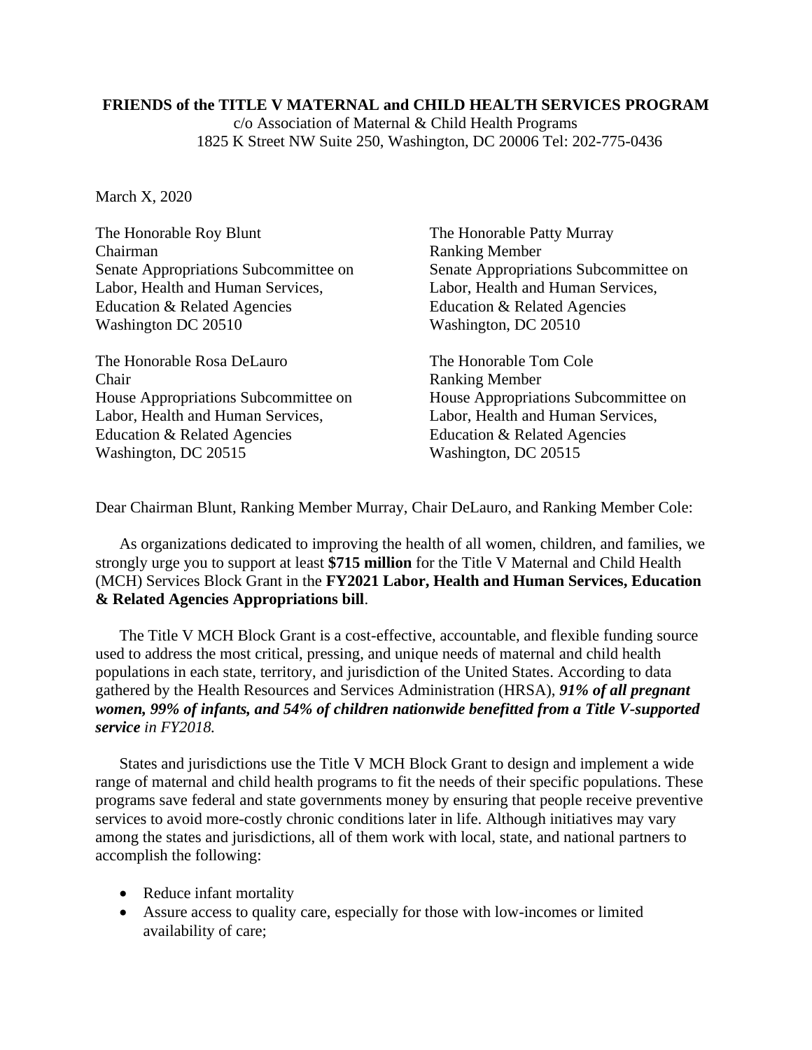**FRIENDS of the TITLE V MATERNAL and CHILD HEALTH SERVICES PROGRAM**
c/o Association of Maternal & Child Health Programs
1825 K Street NW Suite 250, Washington, DC 20006 Tel: 202-775-0436

March X, 2020

The Honorable Roy Blunt
Chairman
Senate Appropriations Subcommittee on
Labor, Health and Human Services,
Education & Related Agencies
Washington DC 20510

The Honorable Patty Murray
Ranking Member
Senate Appropriations Subcommittee on
Labor, Health and Human Services,
Education & Related Agencies
Washington, DC 20510

The Honorable Rosa DeLauro
Chair
House Appropriations Subcommittee on
Labor, Health and Human Services,
Education & Related Agencies
Washington, DC 20515

The Honorable Tom Cole
Ranking Member
House Appropriations Subcommittee on
Labor, Health and Human Services,
Education & Related Agencies
Washington, DC 20515

Dear Chairman Blunt, Ranking Member Murray, Chair DeLauro, and Ranking Member Cole:

As organizations dedicated to improving the health of all women, children, and families, we strongly urge you to support at least **$715 million** for the Title V Maternal and Child Health (MCH) Services Block Grant in the **FY2021 Labor, Health and Human Services, Education & Related Agencies Appropriations bill**.

The Title V MCH Block Grant is a cost-effective, accountable, and flexible funding source used to address the most critical, pressing, and unique needs of maternal and child health populations in each state, territory, and jurisdiction of the United States. According to data gathered by the Health Resources and Services Administration (HRSA), ***91% of all pregnant women, 99% of infants, and 54% of children nationwide benefitted from a Title V-supported service*** *in FY2018.*

States and jurisdictions use the Title V MCH Block Grant to design and implement a wide range of maternal and child health programs to fit the needs of their specific populations. These programs save federal and state governments money by ensuring that people receive preventive services to avoid more-costly chronic conditions later in life. Although initiatives may vary among the states and jurisdictions, all of them work with local, state, and national partners to accomplish the following:

- Reduce infant mortality
- Assure access to quality care, especially for those with low-incomes or limited availability of care;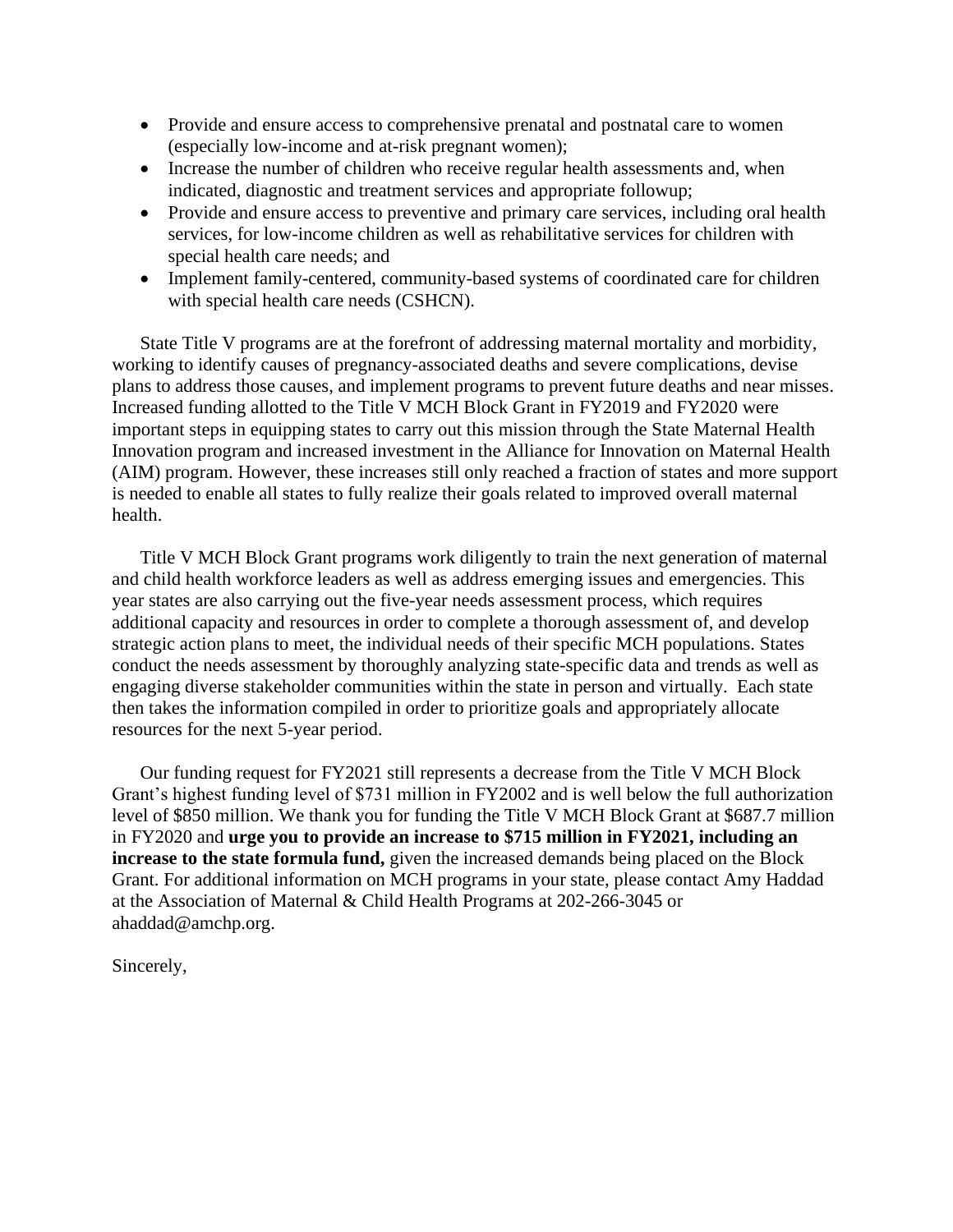- Provide and ensure access to comprehensive prenatal and postnatal care to women (especially low-income and at-risk pregnant women);
- Increase the number of children who receive regular health assessments and, when indicated, diagnostic and treatment services and appropriate followup;
- Provide and ensure access to preventive and primary care services, including oral health services, for low-income children as well as rehabilitative services for children with special health care needs; and
- Implement family-centered, community-based systems of coordinated care for children with special health care needs (CSHCN).

State Title V programs are at the forefront of addressing maternal mortality and morbidity, working to identify causes of pregnancy-associated deaths and severe complications, devise plans to address those causes, and implement programs to prevent future deaths and near misses. Increased funding allotted to the Title V MCH Block Grant in FY2019 and FY2020 were important steps in equipping states to carry out this mission through the State Maternal Health Innovation program and increased investment in the Alliance for Innovation on Maternal Health (AIM) program. However, these increases still only reached a fraction of states and more support is needed to enable all states to fully realize their goals related to improved overall maternal health.

Title V MCH Block Grant programs work diligently to train the next generation of maternal and child health workforce leaders as well as address emerging issues and emergencies. This year states are also carrying out the five-year needs assessment process, which requires additional capacity and resources in order to complete a thorough assessment of, and develop strategic action plans to meet, the individual needs of their specific MCH populations. States conduct the needs assessment by thoroughly analyzing state-specific data and trends as well as engaging diverse stakeholder communities within the state in person and virtually. Each state then takes the information compiled in order to prioritize goals and appropriately allocate resources for the next 5-year period.

Our funding request for FY2021 still represents a decrease from the Title V MCH Block Grant's highest funding level of $731 million in FY2002 and is well below the full authorization level of $850 million. We thank you for funding the Title V MCH Block Grant at $687.7 million in FY2020 and **urge you to provide an increase to $715 million in FY2021, including an increase to the state formula fund,** given the increased demands being placed on the Block Grant. For additional information on MCH programs in your state, please contact Amy Haddad at the Association of Maternal & Child Health Programs at 202-266-3045 or ahaddad@amchp.org.

Sincerely,